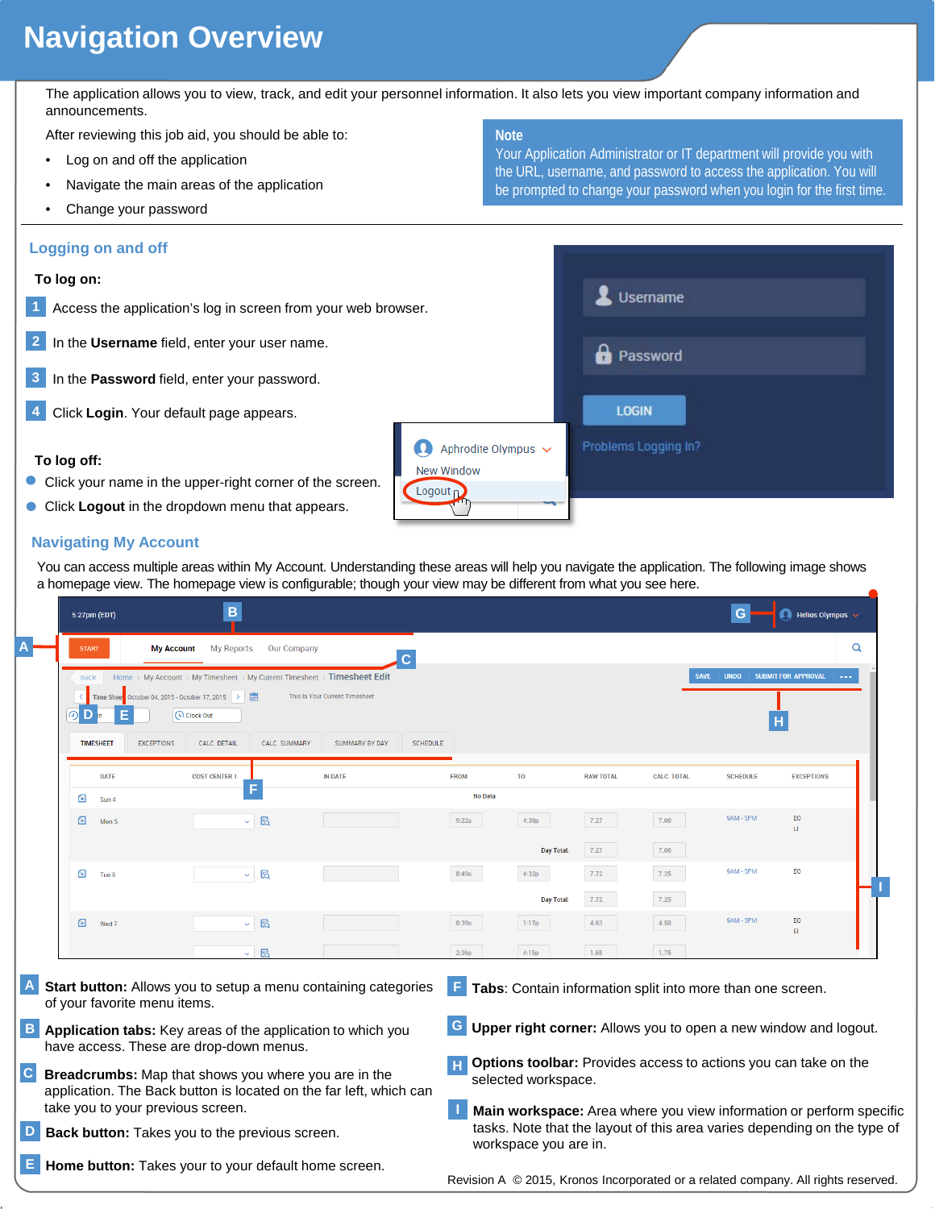# Navigation Overview

The application allows you to view, track, and edit your personnel information. It also lets you view important company information and announcements.

After reviewing this job aid, you should be able to:

- Log on and off the application
- Navigate the main areas of the application
- Change your password

**Note**
Your Application Administrator or IT department will provide you with the URL, username, and password to access the application. You will be prompted to change your password when you login for the first time.

## Logging on and off

**To log on:**

1. Access the application's log in screen from your web browser.
2. In the **Username** field, enter your user name.
3. In the **Password** field, enter your password.
4. Click **Login**. Your default page appears.

**To log off:**

- Click your name in the upper-right corner of the screen.
- Click **Logout** in the dropdown menu that appears.

## Navigating My Account

You can access multiple areas within My Account. Understanding these areas will help you navigate the application. The following image shows a homepage view. The homepage view is configurable; though your view may be different from what you see here.

**A** **Start button:** Allows you to setup a menu containing categories of your favorite menu items.

**B** **Application tabs:** Key areas of the application to which you have access. These are drop-down menus.

**C** **Breadcrumbs:** Map that shows you where you are in the application. The Back button is located on the far left, which can take you to your previous screen.

**D** **Back button:** Takes you to the previous screen.

**E** **Home button:** Takes your to your default home screen.

**F** **Tabs**: Contain information split into more than one screen.

**G** **Upper right corner:** Allows you to open a new window and logout.

**H** **Options toolbar:** Provides access to actions you can take on the selected workspace.

**I** **Main workspace:** Area where you view information or perform specific tasks. Note that the layout of this area varies depending on the type of workspace you are in.

Revision A © 2015, Kronos Incorporated or a related company. All rights reserved.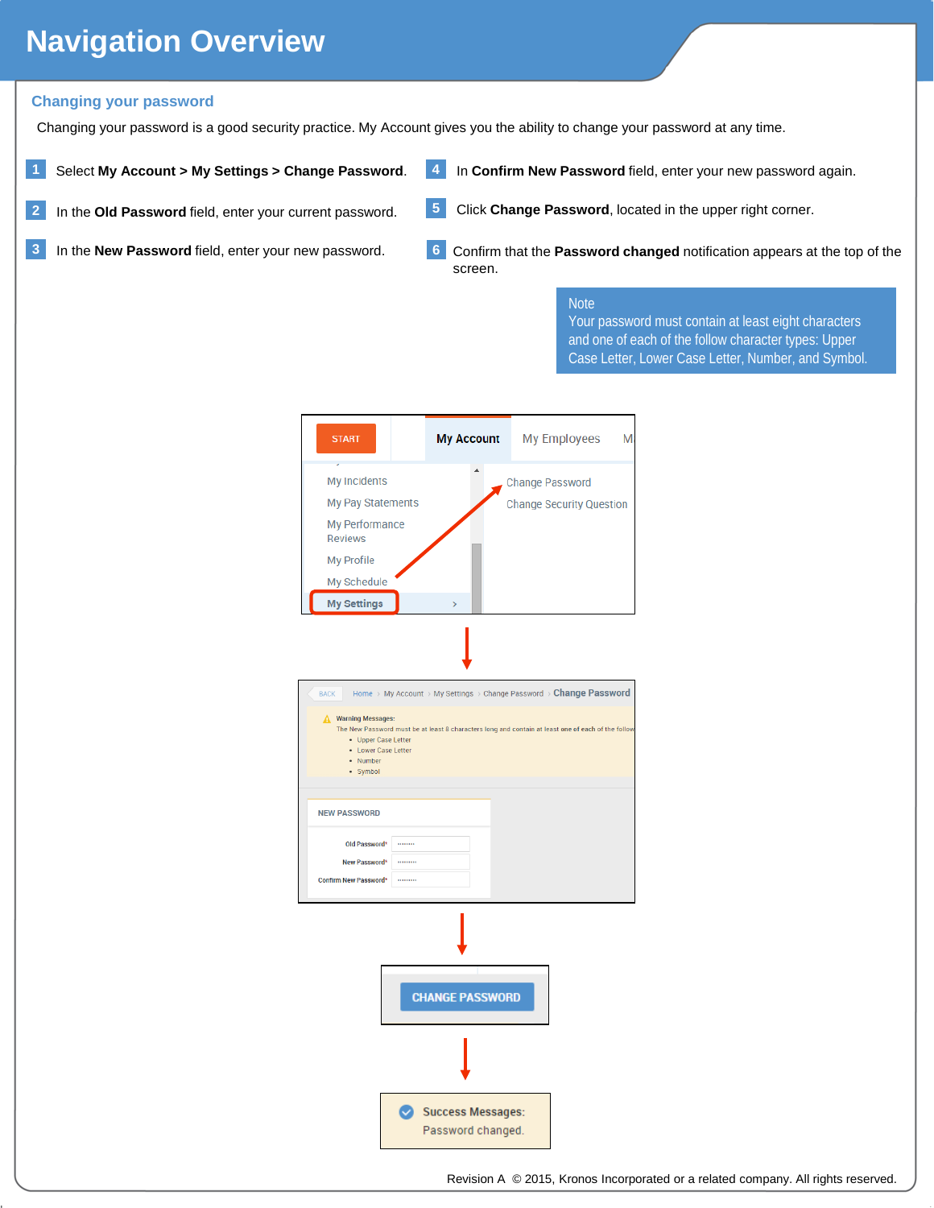# Navigation Overview

## Changing your password

Changing your password is a good security practice. My Account gives you the ability to change your password at any time.

1. Select **My Account > My Settings > Change Password**.
2. In the **Old Password** field, enter your current password.
3. In the **New Password** field, enter your new password.
4. In **Confirm New Password** field, enter your new password again.
5. Click **Change Password**, located in the upper right corner.
6. Confirm that the **Password changed** notification appears at the top of the screen.

> Note
> Your password must contain at least eight characters and one of each of the follow character types: Upper Case Letter, Lower Case Letter, Number, and Symbol.

Revision A © 2015, Kronos Incorporated or a related company. All rights reserved.